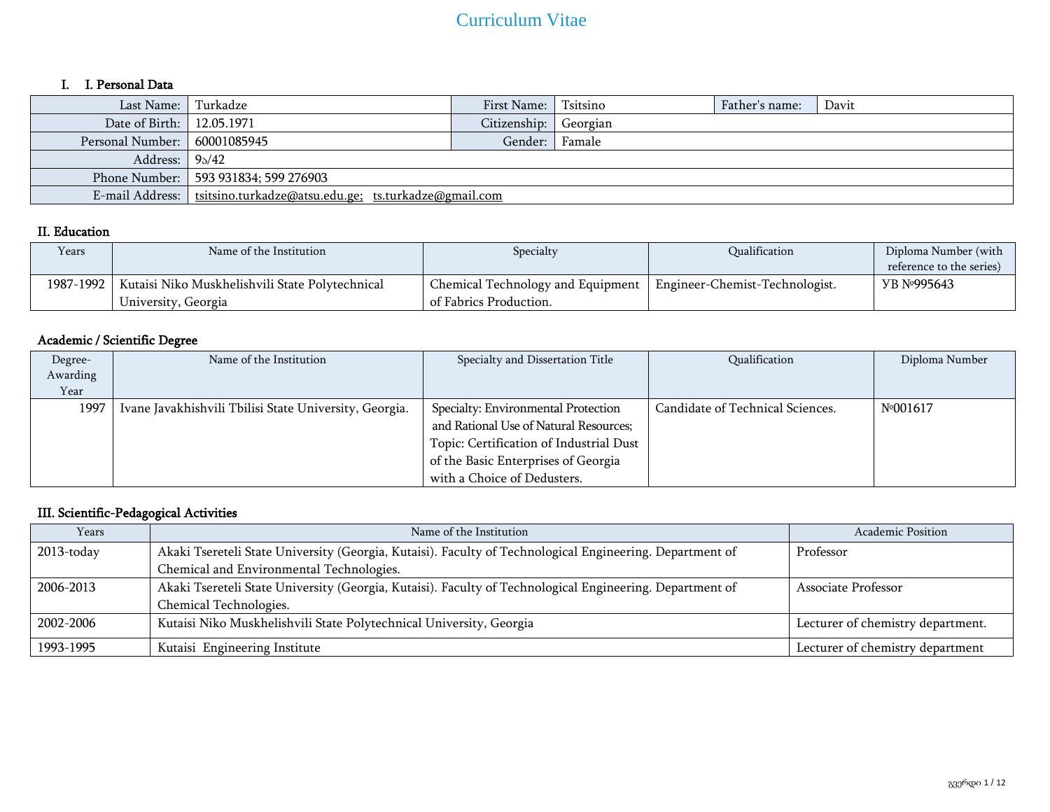# Curriculum Vitae

## I. I. Personal Data

| Last Name: | Turkadze | First Name: | Tsitsino | Father's name: | Davit |
|---|---|---|---|---|---|
| Date of Birth: | 12.05.1971 | Citizenship: | Georgian | | |
| Personal Number: | 60001085945 | Gender: | Famale | | |
| Address: | 9ა/42 | | | | |
| Phone Number: | 593 931834; 599 276903 | | | | |
| E-mail Address: | tsitsino.turkadze@atsu.edu.ge; ts.turkadze@gmail.com | | | | |

## II. Education

| Years | Name of the Institution | Specialty | Qualification | Diploma Number (with reference to the series) |
|---|---|---|---|---|
| 1987-1992 | Kutaisi Niko Muskhelishvili State Polytechnical University, Georgia | Chemical Technology and Equipment of Fabrics Production. | Engineer-Chemist-Technologist. | УВ №995643 |

## Academic / Scientific Degree

| Degree-Awarding Year | Name of the Institution | Specialty and Dissertation Title | Qualification | Diploma Number |
|---|---|---|---|---|
| 1997 | Ivane Javakhishvili Tbilisi State University, Georgia. | Specialty: Environmental Protection and Rational Use of Natural Resources; Topic: Certification of Industrial Dust of the Basic Enterprises of Georgia with a Choice of Dedusters. | Candidate of Technical Sciences. | №001617 |

## III. Scientific-Pedagogical Activities

| Years | Name of the Institution | Academic Position |
|---|---|---|
| 2013-today | Akaki Tsereteli State University (Georgia, Kutaisi). Faculty of Technological Engineering. Department of Chemical and Environmental Technologies. | Professor |
| 2006-2013 | Akaki Tsereteli State University (Georgia, Kutaisi). Faculty of Technological Engineering. Department of Chemical Technologies. | Associate Professor |
| 2002-2006 | Kutaisi Niko Muskhelishvili State Polytechnical University, Georgia | Lecturer of chemistry department. |
| 1993-1995 | Kutaisi  Engineering Institute | Lecturer of chemistry department |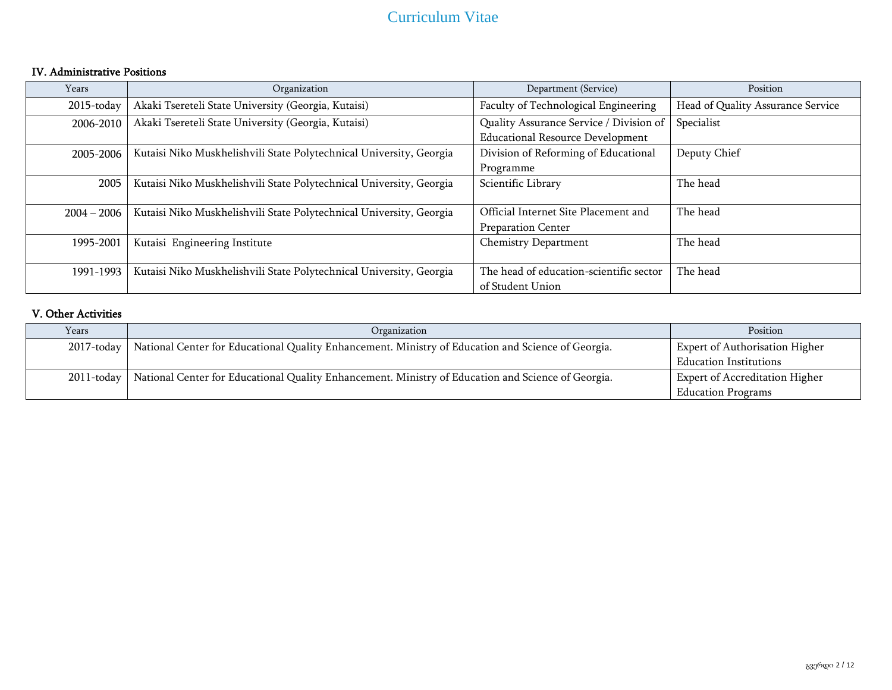### IV. Administrative Positions

| Years | Organization | Department (Service) | Position |
|---|---|---|---|
| 2015-today | Akaki Tsereteli State University (Georgia, Kutaisi) | Faculty of Technological Engineering | Head of Quality Assurance Service |
| 2006-2010 | Akaki Tsereteli State University (Georgia, Kutaisi) | Quality Assurance Service / Division of Educational Resource Development | Specialist |
| 2005-2006 | Kutaisi Niko Muskhelishvili State Polytechnical University, Georgia | Division of Reforming of Educational Programme | Deputy Chief |
| 2005 | Kutaisi Niko Muskhelishvili State Polytechnical University, Georgia | Scientific Library | The head |
| 2004 – 2006 | Kutaisi Niko Muskhelishvili State Polytechnical University, Georgia | Official Internet Site Placement and Preparation Center | The head |
| 1995-2001 | Kutaisi Engineering Institute | Chemistry Department | The head |
| 1991-1993 | Kutaisi Niko Muskhelishvili State Polytechnical University, Georgia | The head of education-scientific sector of Student Union | The head |

### V. Other Activities

| Years | Organization | Position |
|---|---|---|
| 2017-today | National Center for Educational Quality Enhancement. Ministry of Education and Science of Georgia. | Expert of Authorisation Higher Education Institutions |
| 2011-today | National Center for Educational Quality Enhancement. Ministry of Education and Science of Georgia. | Expert of Accreditation Higher Education Programs |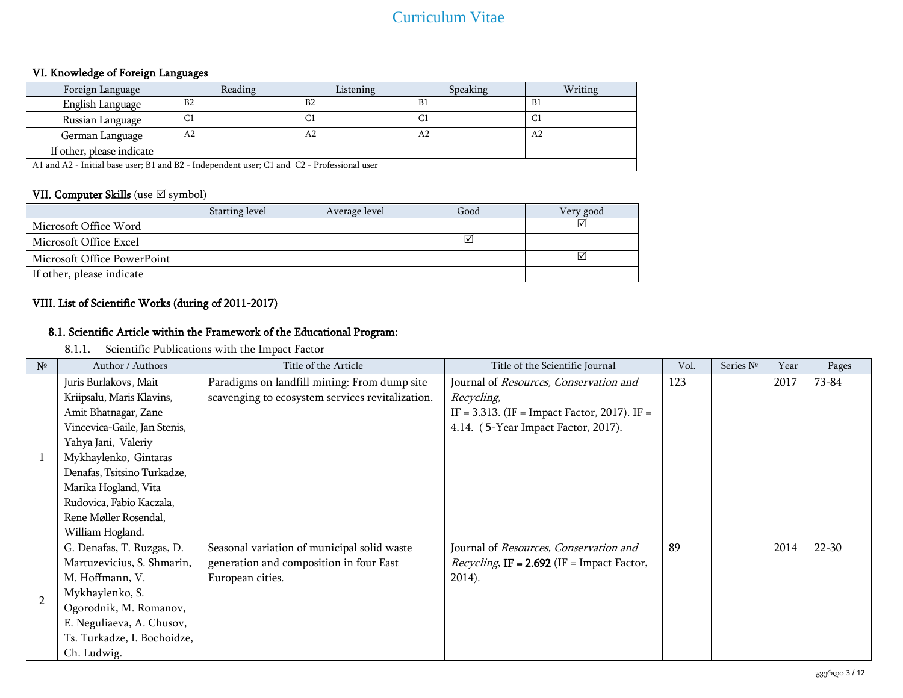# Curriculum Vitae

### VI. Knowledge of Foreign Languages

| Foreign Language | Reading | Listening | Speaking | Writing |
|---|---|---|---|---|
| English Language | B2 | B2 | B1 | B1 |
| Russian Language | C1 | C1 | C1 | C1 |
| German Language | A2 | A2 | A2 | A2 |
| If other, please indicate | | | | |
| A1 and A2 - Initial base user; B1 and B2 - Independent user; C1 and C2 - Professional user | | | | |

### VII. Computer Skills (use ☑ symbol)

| | Starting level | Average level | Good | Very good |
|---|---|---|---|---|
| Microsoft Office Word | | | | ☑ |
| Microsoft Office Excel | | | ☑ | |
| Microsoft Office PowerPoint | | | | ☑ |
| If other, please indicate | | | | |

### VIII. List of Scientific Works (during of 2011-2017)

#### 8.1. Scientific Article within the Framework of the Educational Program:

8.1.1. Scientific Publications with the Impact Factor

| № | Author / Authors | Title of the Article | Title of the Scientific Journal | Vol. | Series № | Year | Pages |
|---|---|---|---|---|---|---|---|
| 1 | Juris Burlakovs, Mait Kriipsalu, Maris Klavins, Amit Bhatnagar, Zane Vincevica-Gaile, Jan Stenis, Yahya Jani, Valeriy Mykhaylenko, Gintaras Denafas, Tsitsino Turkadze, Marika Hogland, Vita Rudovica, Fabio Kaczala, Rene Møller Rosendal, William Hogland. | Paradigms on landfill mining: From dump site scavenging to ecosystem services revitalization. | Journal of *Resources, Conservation and Recycling*, IF = 3.313. (IF = Impact Factor, 2017). IF = 4.14. ( 5-Year Impact Factor, 2017). | 123 | | 2017 | 73-84 |
| 2 | G. Denafas, T. Ruzgas, D. Martuzevicius, S. Shmarin, M. Hoffmann, V. Mykhaylenko, S. Ogorodnik, M. Romanov, E. Neguliaeva, A. Chusov, Ts. Turkadze, I. Bochoidze, Ch. Ludwig. | Seasonal variation of municipal solid waste generation and composition in four East European cities. | Journal of *Resources, Conservation and Recycling*, **IF = 2.692** (IF = Impact Factor, 2014). | 89 | | 2014 | 22-30 |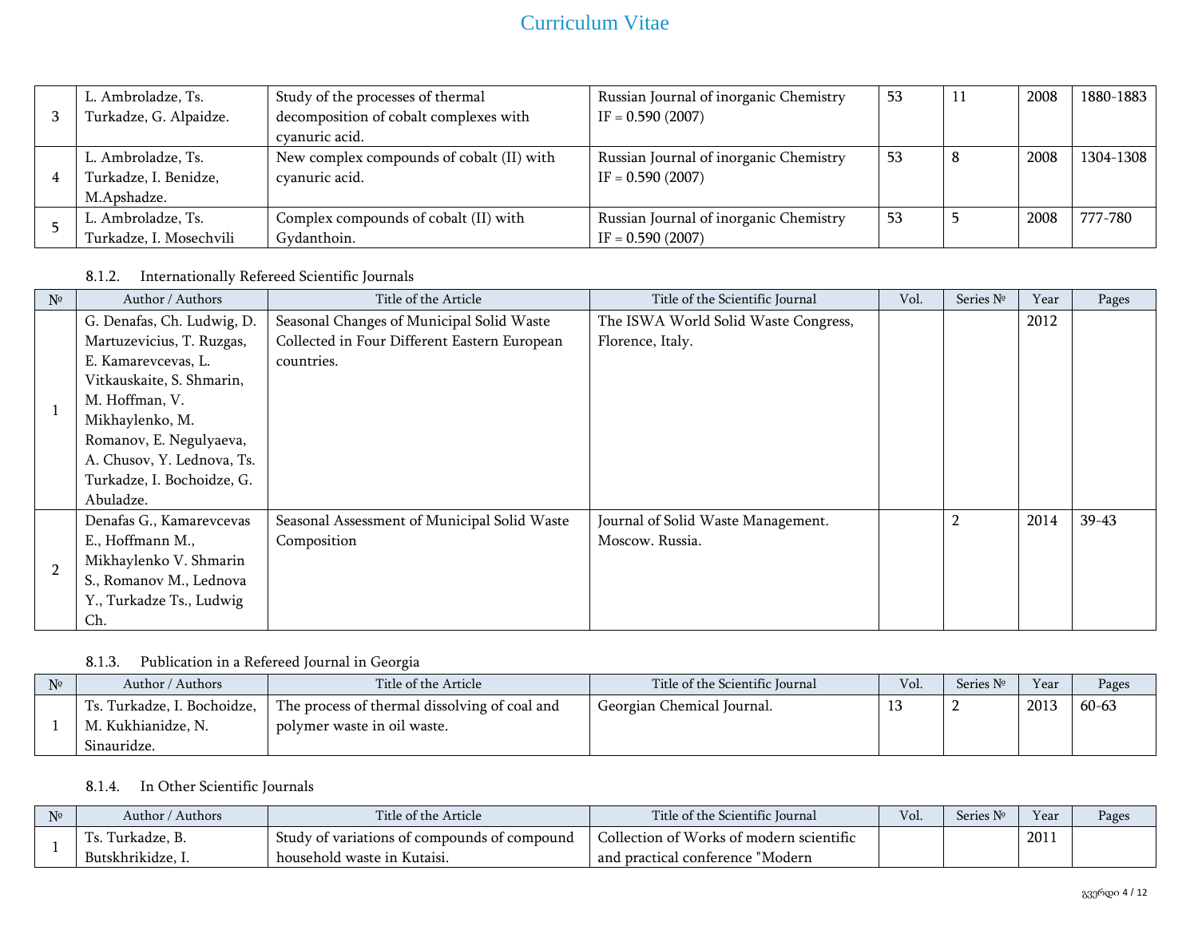| № | Author / Authors | Title of the Article | Title of the Scientific Journal | Vol. | Series № | Year | Pages |
|---|---|---|---|---|---|---|---|
| 3 | L. Ambroladze, Ts. Turkadze, G. Alpaidze. | Study of the processes of thermal decomposition of cobalt complexes with cyanuric acid. | Russian Journal of inorganic Chemistry IF = 0.590 (2007) | 53 | 11 | 2008 | 1880-1883 |
| 4 | L. Ambroladze, Ts. Turkadze, I. Benidze, M.Apshadze. | New complex compounds of cobalt (II) with cyanuric acid. | Russian Journal of inorganic Chemistry IF = 0.590 (2007) | 53 | 8 | 2008 | 1304-1308 |
| 5 | L. Ambroladze, Ts. Turkadze, I. Mosechvili | Complex compounds of cobalt (II) with Gydanthoin. | Russian Journal of inorganic Chemistry IF = 0.590 (2007) | 53 | 5 | 2008 | 777-780 |

### 8.1.2. Internationally Refereed Scientific Journals

| № | Author / Authors | Title of the Article | Title of the Scientific Journal | Vol. | Series № | Year | Pages |
|---|---|---|---|---|---|---|---|
| 1 | G. Denafas, Ch. Ludwig, D. Martuzevicius, T. Ruzgas, E. Kamarevcevas, L. Vitkauskaite, S. Shmarin, M. Hoffman, V. Mikhaylenko, M. Romanov, E. Negulyaeva, A. Chusov, Y. Lednova, Ts. Turkadze, I. Bochoidze, G. Abuladze. | Seasonal Changes of Municipal Solid Waste Collected in Four Different Eastern European countries. | The ISWA World Solid Waste Congress, Florence, Italy. | | | 2012 | |
| 2 | Denafas G., Kamarevcevas E., Hoffmann M., Mikhaylenko V. Shmarin S., Romanov M., Lednova Y., Turkadze Ts., Ludwig Ch. | Seasonal Assessment of Municipal Solid Waste Composition | Journal of Solid Waste Management. Moscow. Russia. | | 2 | 2014 | 39-43 |

### 8.1.3. Publication in a Refereed Journal in Georgia

| № | Author / Authors | Title of the Article | Title of the Scientific Journal | Vol. | Series № | Year | Pages |
|---|---|---|---|---|---|---|---|
| 1 | Ts. Turkadze, I. Bochoidze, M. Kukhianidze, N. Sinauridze. | The process of thermal dissolving of coal and polymer waste in oil waste. | Georgian Chemical Journal. | 13 | 2 | 2013 | 60-63 |

### 8.1.4. In Other Scientific Journals

| № | Author / Authors | Title of the Article | Title of the Scientific Journal | Vol. | Series № | Year | Pages |
|---|---|---|---|---|---|---|---|
| 1 | Ts. Turkadze, B. Butskhrikidze, I. | Study of variations of compounds of compound household waste in Kutaisi. | Collection of Works of modern scientific and practical conference "Modern | | | 2011 | |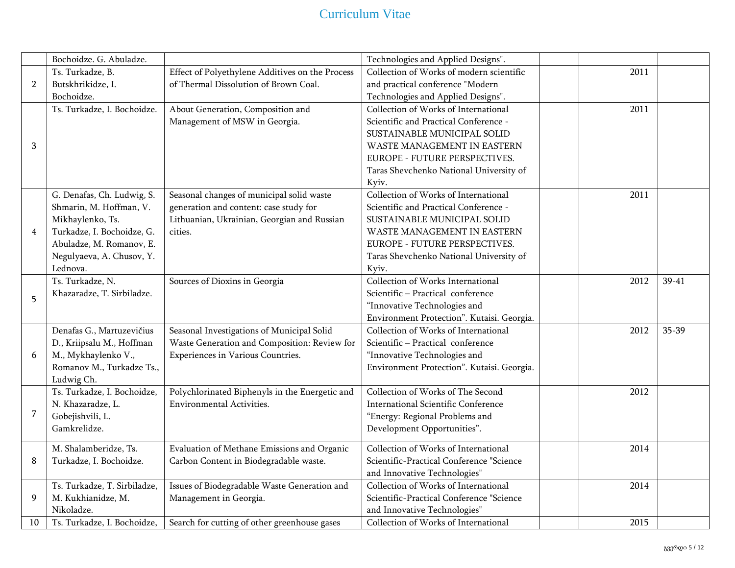| | | | | | | | |
|---|---|---|---|---|---|---|---|
| | Bochoidze. G. Abuladze. | | Technologies and Applied Designs". | | | | |
| 2 | Ts. Turkadze, B. Butskhrikidze, I. Bochoidze. | Effect of Polyethylene Additives on the Process of Thermal Dissolution of Brown Coal. | Collection of Works of modern scientific and practical conference "Modern Technologies and Applied Designs". | | | 2011 | |
| 3 | Ts. Turkadze, I. Bochoidze. | About Generation, Composition and Management of MSW in Georgia. | Collection of Works of International Scientific and Practical Conference - SUSTAINABLE MUNICIPAL SOLID WASTE MANAGEMENT IN EASTERN EUROPE - FUTURE PERSPECTIVES. Taras Shevchenko National University of Kyiv. | | | 2011 | |
| 4 | G. Denafas, Ch. Ludwig, S. Shmarin, M. Hoffman, V. Mikhaylenko, Ts. Turkadze, I. Bochoidze, G. Abuladze, M. Romanov, E. Negulyaeva, A. Chusov, Y. Lednova. | Seasonal changes of municipal solid waste generation and content: case study for Lithuanian, Ukrainian, Georgian and Russian cities. | Collection of Works of International Scientific and Practical Conference - SUSTAINABLE MUNICIPAL SOLID WASTE MANAGEMENT IN EASTERN EUROPE - FUTURE PERSPECTIVES. Taras Shevchenko National University of Kyiv. | | | 2011 | |
| 5 | Ts. Turkadze, N. Khazaradze, T. Sirbiladze. | Sources of Dioxins in Georgia | Collection of Works International Scientific – Practical conference “Innovative Technologies and Environment Protection”. Kutaisi. Georgia. | | | 2012 | 39-41 |
| 6 | Denafas G., Martuzevičius D., Kriipsalu M., Hoffman M., Mykhaylenko V., Romanov M., Turkadze Ts., Ludwig Ch. | Seasonal Investigations of Municipal Solid Waste Generation and Composition: Review for Experiences in Various Countries. | Collection of Works of International Scientific – Practical conference “Innovative Technologies and Environment Protection”. Kutaisi. Georgia. | | | 2012 | 35-39 |
| 7 | Ts. Turkadze, I. Bochoidze, N. Khazaradze, L. Gobejishvili, L. Gamkrelidze. | Polychlorinated Biphenyls in the Energetic and Environmental Activities. | Collection of Works of The Second International Scientific Conference “Energy: Regional Problems and Development Opportunities”. | | | 2012 | |
| 8 | M. Shalamberidze, Ts. Turkadze, I. Bochoidze. | Evaluation of Methane Emissions and Organic Carbon Content in Biodegradable waste. | Collection of Works of International Scientific-Practical Conference "Science and Innovative Technologies" | | | 2014 | |
| 9 | Ts. Turkadze, T. Sirbiladze, M. Kukhianidze, M. Nikoladze. | Issues of Biodegradable Waste Generation and Management in Georgia. | Collection of Works of International Scientific-Practical Conference "Science and Innovative Technologies" | | | 2014 | |
| 10 | Ts. Turkadze, I. Bochoidze, | Search for cutting of other greenhouse gases | Collection of Works of International | | | 2015 | |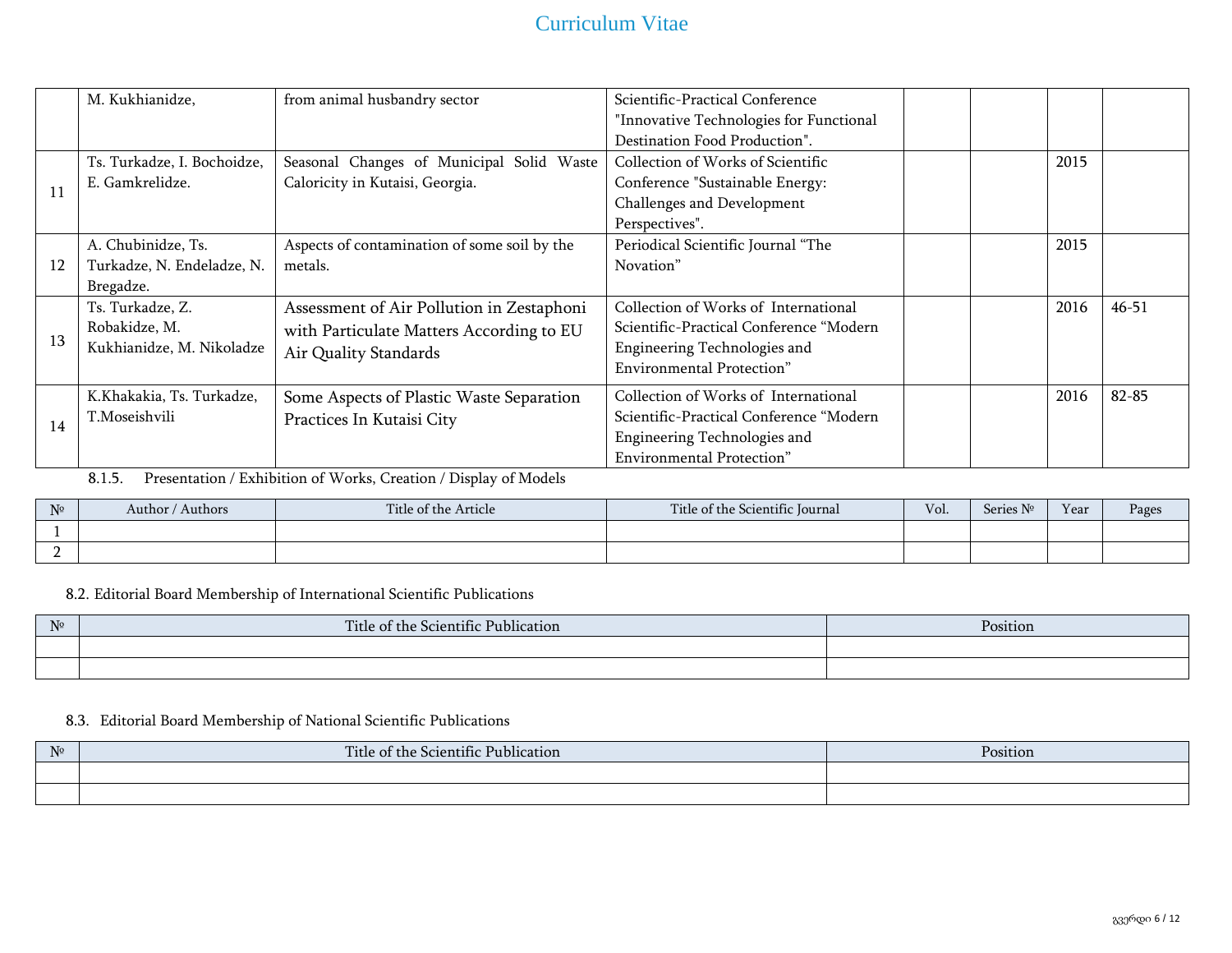|  | M. Kukhianidze, | from animal husbandry sector | Scientific-Practical Conference "Innovative Technologies for Functional Destination Food Production". |  |  |  |  |
|---|---|---|---|---|---|---|---|
| 11 | Ts. Turkadze, I. Bochoidze, E. Gamkrelidze. | Seasonal Changes of Municipal Solid Waste Caloricity in Kutaisi, Georgia. | Collection of Works of Scientific Conference "Sustainable Energy: Challenges and Development Perspectives". |  |  | 2015 |  |
| 12 | A. Chubinidze, Ts. Turkadze, N. Endeladze, N. Bregadze. | Aspects of contamination of some soil by the metals. | Periodical Scientific Journal "The Novation" |  |  | 2015 |  |
| 13 | Ts. Turkadze, Z. Robakidze, M. Kukhianidze, M. Nikoladze | Assessment of Air Pollution in Zestaphoni with Particulate Matters According to EU Air Quality Standards | Collection of Works of International Scientific-Practical Conference "Modern Engineering Technologies and Environmental Protection" |  |  | 2016 | 46-51 |
| 14 | K.Khakakia, Ts. Turkadze, T.Moseishvili | Some Aspects of Plastic Waste Separation Practices In Kutaisi City | Collection of Works of International Scientific-Practical Conference "Modern Engineering Technologies and Environmental Protection" |  |  | 2016 | 82-85 |

8.1.5. Presentation / Exhibition of Works, Creation / Display of Models

| № | Author / Authors | Title of the Article | Title of the Scientific Journal | Vol. | Series № | Year | Pages |
|---|---|---|---|---|---|---|---|
| 1 |  |  |  |  |  |  |  |
| 2 |  |  |  |  |  |  |  |

8.2. Editorial Board Membership of International Scientific Publications

| № | Title of the Scientific Publication | Position |
|---|---|---|
|  |  |  |
|  |  |  |

8.3. Editorial Board Membership of National Scientific Publications

| № | Title of the Scientific Publication | Position |
|---|---|---|
|  |  |  |
|  |  |  |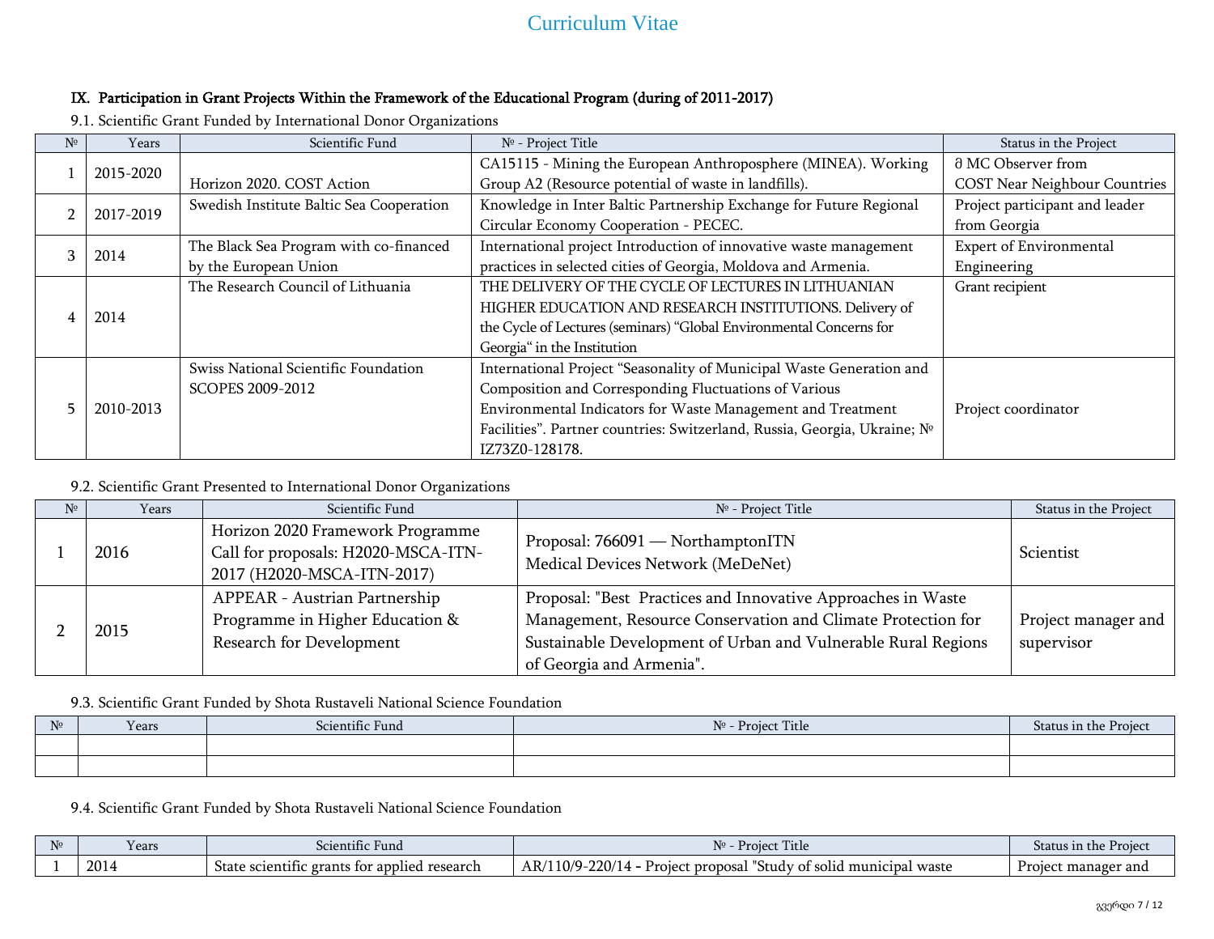## IX. Participation in Grant Projects Within the Framework of the Educational Program (during of 2011-2017)

9.1. Scientific Grant Funded by International Donor Organizations

| № | Years | Scientific Fund | № - Project Title | Status in the Project |
|---|---|---|---|---|
| 1 | 2015-2020 | Horizon 2020. COST Action | CA15115 - Mining the European Anthroposphere (MINEA). Working Group A2 (Resource potential of waste in landfills). | ð MC Observer from COST Near Neighbour Countries |
| 2 | 2017-2019 | Swedish Institute Baltic Sea Cooperation | Knowledge in Inter Baltic Partnership Exchange for Future Regional Circular Economy Cooperation - PECEC. | Project participant and leader from Georgia |
| 3 | 2014 | The Black Sea Program with co-financed by the European Union | International project Introduction of innovative waste management practices in selected cities of Georgia, Moldova and Armenia. | Expert of Environmental Engineering |
| 4 | 2014 | The Research Council of Lithuania | THE DELIVERY OF THE CYCLE OF LECTURES IN LITHUANIAN HIGHER EDUCATION AND RESEARCH INSTITUTIONS. Delivery of the Cycle of Lectures (seminars) "Global Environmental Concerns for Georgia" in the Institution | Grant recipient |
| 5 | 2010-2013 | Swiss National Scientific Foundation SCOPES 2009-2012 | International Project "Seasonality of Municipal Waste Generation and Composition and Corresponding Fluctuations of Various Environmental Indicators for Waste Management and Treatment Facilities". Partner countries: Switzerland, Russia, Georgia, Ukraine; № IZ73Z0-128178. | Project coordinator |

9.2. Scientific Grant Presented to International Donor Organizations

| № | Years | Scientific Fund | № - Project Title | Status in the Project |
|---|---|---|---|---|
| 1 | 2016 | Horizon 2020 Framework Programme Call for proposals: H2020-MSCA-ITN-2017 (H2020-MSCA-ITN-2017) | Proposal: 766091 — NorthamptonITN Medical Devices Network (MeDeNet) | Scientist |
| 2 | 2015 | APPEAR - Austrian Partnership Programme in Higher Education & Research for Development | Proposal: "Best Practices and Innovative Approaches in Waste Management, Resource Conservation and Climate Protection for Sustainable Development of Urban and Vulnerable Rural Regions of Georgia and Armenia". | Project manager and supervisor |

9.3. Scientific Grant Funded by Shota Rustaveli National Science Foundation

| № | Years | Scientific Fund | № - Project Title | Status in the Project |
|---|---|---|---|---|
| | | | | |
| | | | | |

9.4. Scientific Grant Funded by Shota Rustaveli National Science Foundation

| № | Years | Scientific Fund | № - Project Title | Status in the Project |
|---|---|---|---|---|
| 1 | 2014 | State scientific grants for applied research | AR/110/9-220/14 - Project proposal "Study of solid municipal waste | Project manager and |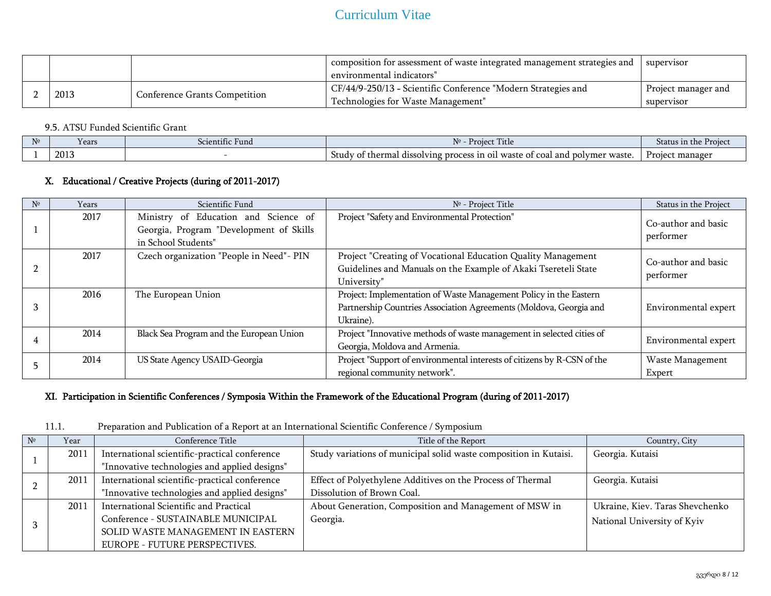|  |  |  | composition for assessment of waste integrated management strategies and environmental indicators" | supervisor |
|---|---|---|---|---|
| 2 | 2013 | Conference Grants Competition | CF/44/9-250/13 - Scientific Conference "Modern Strategies and Technologies for Waste Management" | Project manager and supervisor |

9.5. ATSU Funded Scientific Grant

| № | Years | Scientific Fund | № - Project Title | Status in the Project |
|---|---|---|---|---|
| 1 | 2013 | - | Study of thermal dissolving process in oil waste of coal and polymer waste. | Project manager |

## X. Educational / Creative Projects (during of 2011-2017)

| № | Years | Scientific Fund | № - Project Title | Status in the Project |
|---|---|---|---|---|
| 1 | 2017 | Ministry of Education and Science of Georgia, Program "Development of Skills in School Students" | Project "Safety and Environmental Protection" | Co-author and basic performer |
| 2 | 2017 | Czech organization "People in Need"- PIN | Project "Creating of Vocational Education Quality Management Guidelines and Manuals on the Example of Akaki Tsereteli State University" | Co-author and basic performer |
| 3 | 2016 | The European Union | Project: Implementation of Waste Management Policy in the Eastern Partnership Countries Association Agreements (Moldova, Georgia and Ukraine). | Environmental expert |
| 4 | 2014 | Black Sea Program and the European Union | Project "Innovative methods of waste management in selected cities of Georgia, Moldova and Armenia. | Environmental expert |
| 5 | 2014 | US State Agency USAID-Georgia | Project "Support of environmental interests of citizens by R-CSN of the regional community network". | Waste Management Expert |

## XI. Participation in Scientific Conferences / Symposia Within the Framework of the Educational Program (during of 2011-2017)

11.1. Preparation and Publication of a Report at an International Scientific Conference / Symposium

| № | Year | Conference Title | Title of the Report | Country, City |
|---|---|---|---|---|
| 1 | 2011 | International scientific-practical conference "Innovative technologies and applied designs" | Study variations of municipal solid waste composition in Kutaisi. | Georgia. Kutaisi |
| 2 | 2011 | International scientific-practical conference "Innovative technologies and applied designs" | Effect of Polyethylene Additives on the Process of Thermal Dissolution of Brown Coal. | Georgia. Kutaisi |
| 3 | 2011 | International Scientific and Practical Conference - SUSTAINABLE MUNICIPAL SOLID WASTE MANAGEMENT IN EASTERN EUROPE - FUTURE PERSPECTIVES. | About Generation, Composition and Management of MSW in Georgia. | Ukraine, Kiev. Taras Shevchenko National University of Kyiv |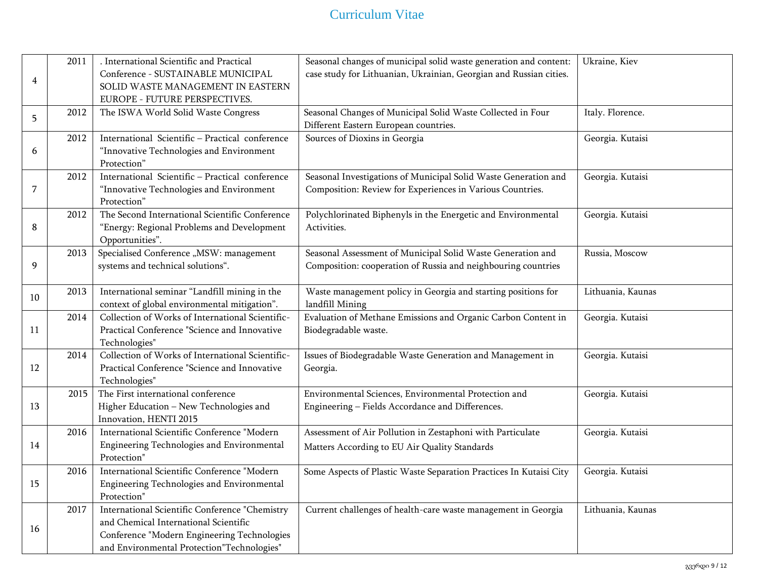| | | | | |
|---|---|---|---|---|
| 4 | 2011 | . International Scientific and Practical Conference - SUSTAINABLE MUNICIPAL SOLID WASTE MANAGEMENT IN EASTERN EUROPE - FUTURE PERSPECTIVES. | Seasonal changes of municipal solid waste generation and content: case study for Lithuanian, Ukrainian, Georgian and Russian cities. | Ukraine, Kiev |
| 5 | 2012 | The ISWA World Solid Waste Congress | Seasonal Changes of Municipal Solid Waste Collected in Four Different Eastern European countries. | Italy. Florence. |
| 6 | 2012 | International Scientific – Practical conference "Innovative Technologies and Environment Protection" | Sources of Dioxins in Georgia | Georgia. Kutaisi |
| 7 | 2012 | International Scientific – Practical conference "Innovative Technologies and Environment Protection" | Seasonal Investigations of Municipal Solid Waste Generation and Composition: Review for Experiences in Various Countries. | Georgia. Kutaisi |
| 8 | 2012 | The Second International Scientific Conference "Energy: Regional Problems and Development Opportunities". | Polychlorinated Biphenyls in the Energetic and Environmental Activities. | Georgia. Kutaisi |
| 9 | 2013 | Specialised Conference „MSW: management systems and technical solutions". | Seasonal Assessment of Municipal Solid Waste Generation and Composition: cooperation of Russia and neighbouring countries | Russia, Moscow |
| 10 | 2013 | International seminar "Landfill mining in the context of global environmental mitigation". | Waste management policy in Georgia and starting positions for landfill Mining | Lithuania, Kaunas |
| 11 | 2014 | Collection of Works of International Scientific-Practical Conference "Science and Innovative Technologies" | Evaluation of Methane Emissions and Organic Carbon Content in Biodegradable waste. | Georgia. Kutaisi |
| 12 | 2014 | Collection of Works of International Scientific-Practical Conference "Science and Innovative Technologies" | Issues of Biodegradable Waste Generation and Management in Georgia. | Georgia. Kutaisi |
| 13 | 2015 | The First international conference Higher Education – New Technologies and Innovation, HENTI 2015 | Environmental Sciences, Environmental Protection and Engineering – Fields Accordance and Differences. | Georgia. Kutaisi |
| 14 | 2016 | International Scientific Conference "Modern Engineering Technologies and Environmental Protection" | Assessment of Air Pollution in Zestaphoni with Particulate Matters According to EU Air Quality Standards | Georgia. Kutaisi |
| 15 | 2016 | International Scientific Conference "Modern Engineering Technologies and Environmental Protection" | Some Aspects of Plastic Waste Separation Practices In Kutaisi City | Georgia. Kutaisi |
| 16 | 2017 | International Scientific Conference "Chemistry and Chemical International Scientific Conference "Modern Engineering Technologies and Environmental Protection"Technologies" | Current challenges of health-care waste management in Georgia | Lithuania, Kaunas |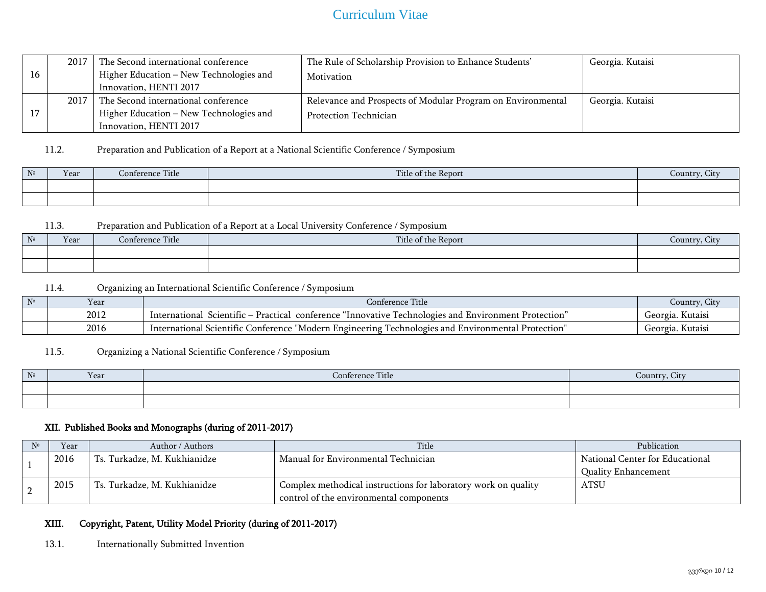| 16 | 2017 | The Second international conference Higher Education – New Technologies and Innovation, HENTI 2017 | The Rule of Scholarship Provision to Enhance Students' Motivation | Georgia. Kutaisi |
|---|---|---|---|---|
| 17 | 2017 | The Second international conference Higher Education – New Technologies and Innovation, HENTI 2017 | Relevance and Prospects of Modular Program on Environmental Protection Technician | Georgia. Kutaisi |

11.2. Preparation and Publication of a Report at a National Scientific Conference / Symposium

| № | Year | Conference Title | Title of the Report | Country, City |
|---|---|---|---|---|
| | | | | |
| | | | | |

11.3. Preparation and Publication of a Report at a Local University Conference / Symposium

| № | Year | Conference Title | Title of the Report | Country, City |
|---|---|---|---|---|
| | | | | |
| | | | | |

11.4. Organizing an International Scientific Conference / Symposium

| № | Year | Conference Title | Country, City |
|---|---|---|---|
| | 2012 | International Scientific – Practical conference "Innovative Technologies and Environment Protection" | Georgia. Kutaisi |
| | 2016 | International Scientific Conference "Modern Engineering Technologies and Environmental Protection" | Georgia. Kutaisi |

11.5. Organizing a National Scientific Conference / Symposium

| № | Year | Conference Title | Country, City |
|---|---|---|---|
| | | | |
| | | | |

## XII. Published Books and Monographs (during of 2011-2017)

| № | Year | Author / Authors | Title | Publication |
|---|---|---|---|---|
| 1 | 2016 | Ts. Turkadze, M. Kukhianidze | Manual for Environmental Technician | National Center for Educational Quality Enhancement |
| 2 | 2015 | Ts. Turkadze, M. Kukhianidze | Complex methodical instructions for laboratory work on quality control of the environmental components | ATSU |

## XIII. Copyright, Patent, Utility Model Priority (during of 2011-2017)

13.1. Internationally Submitted Invention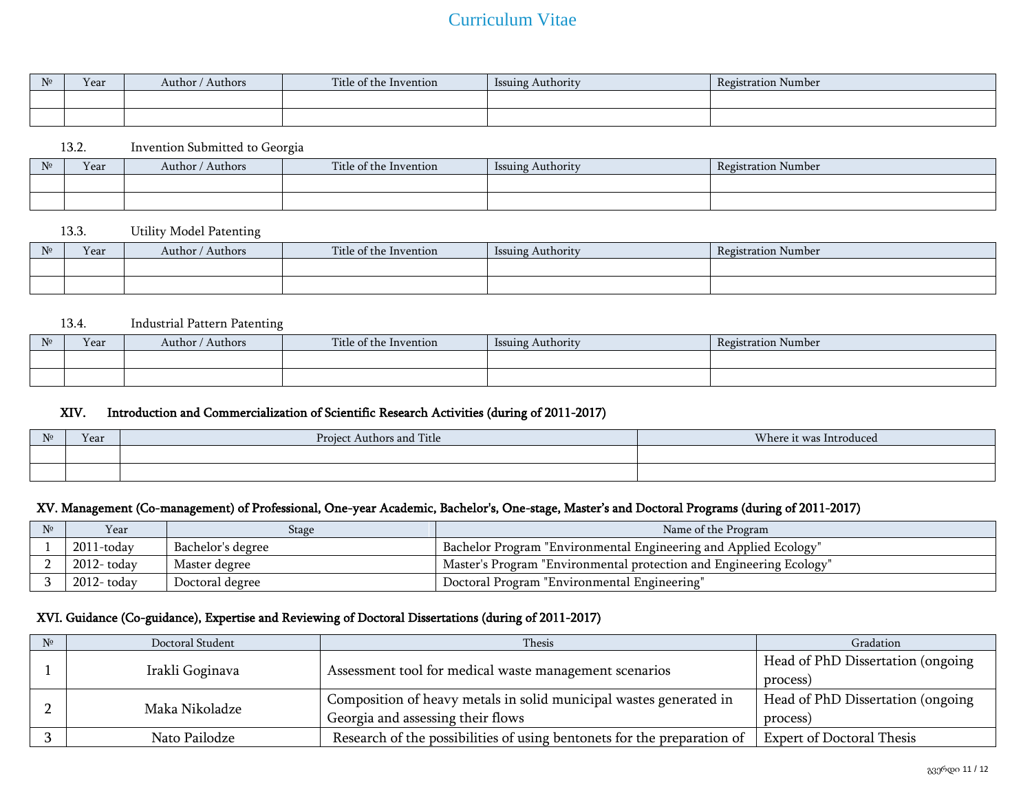| № | Year | Author / Authors | Title of the Invention | Issuing Authority | Registration Number |
|---|---|---|---|---|---|
| | | | | | |
| | | | | | |

13.2. Invention Submitted to Georgia

| № | Year | Author / Authors | Title of the Invention | Issuing Authority | Registration Number |
|---|---|---|---|---|---|
| | | | | | |
| | | | | | |

13.3. Utility Model Patenting

| № | Year | Author / Authors | Title of the Invention | Issuing Authority | Registration Number |
|---|---|---|---|---|---|
| | | | | | |
| | | | | | |

13.4. Industrial Pattern Patenting

| № | Year | Author / Authors | Title of the Invention | Issuing Authority | Registration Number |
|---|---|---|---|---|---|
| | | | | | |
| | | | | | |

## XIV. Introduction and Commercialization of Scientific Research Activities (during of 2011-2017)

| № | Year | Project Authors and Title | Where it was Introduced |
|---|---|---|---|
| | | | |
| | | | |

## XV. Management (Co-management) of Professional, One-year Academic, Bachelor's, One-stage, Master's and Doctoral Programs (during of 2011-2017)

| № | Year | Stage | Name of the Program |
|---|---|---|---|
| 1 | 2011-today | Bachelor's degree | Bachelor Program "Environmental Engineering and Applied Ecology" |
| 2 | 2012- today | Master degree | Master's Program "Environmental protection and Engineering Ecology" |
| 3 | 2012- today | Doctoral degree | Doctoral Program "Environmental Engineering" |

## XVI. Guidance (Co-guidance), Expertise and Reviewing of Doctoral Dissertations (during of 2011-2017)

| № | Doctoral Student | Thesis | Gradation |
|---|---|---|---|
| 1 | Irakli Goginava | Assessment tool for medical waste management scenarios | Head of PhD Dissertation (ongoing process) |
| 2 | Maka Nikoladze | Composition of heavy metals in solid municipal wastes generated in Georgia and assessing their flows | Head of PhD Dissertation (ongoing process) |
| 3 | Nato Pailodze | Research of the possibilities of using bentonets for the preparation of | Expert of Doctoral Thesis |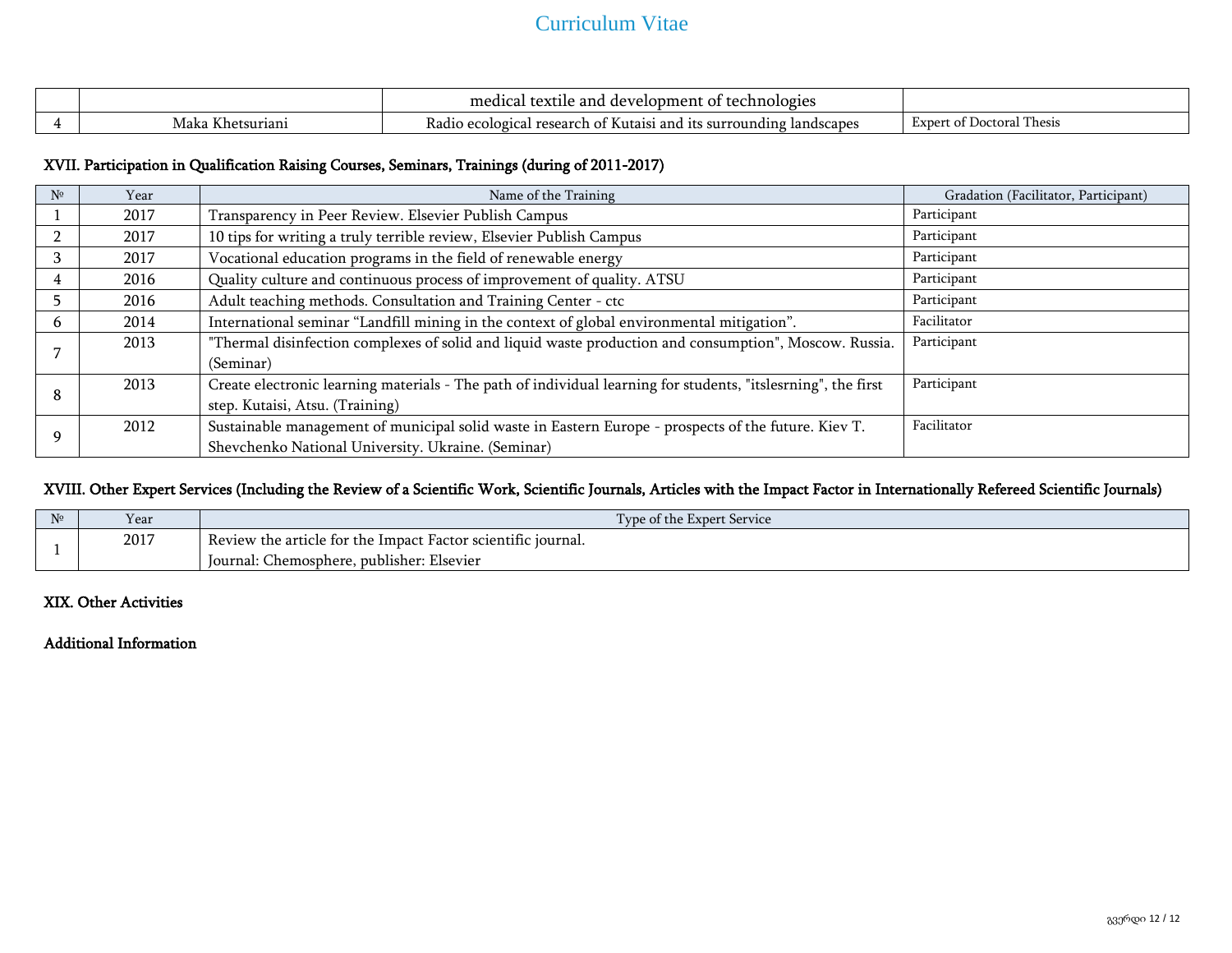| | | | |
|---|---|---|---|
| | | medical textile and development of technologies | |
| 4 | Maka Khetsuriani | Radio ecological research of Kutaisi and its surrounding landscapes | Expert of Doctoral Thesis |

### XVII. Participation in Qualification Raising Courses, Seminars, Trainings (during of 2011-2017)

| № | Year | Name of the Training | Gradation (Facilitator, Participant) |
|---|---|---|---|
| 1 | 2017 | Transparency in Peer Review. Elsevier Publish Campus | Participant |
| 2 | 2017 | 10 tips for writing a truly terrible review, Elsevier Publish Campus | Participant |
| 3 | 2017 | Vocational education programs in the field of renewable energy | Participant |
| 4 | 2016 | Quality culture and continuous process of improvement of quality. ATSU | Participant |
| 5 | 2016 | Adult teaching methods. Consultation and Training Center - ctc | Participant |
| 6 | 2014 | International seminar “Landfill mining in the context of global environmental mitigation”. | Facilitator |
| 7 | 2013 | "Thermal disinfection complexes of solid and liquid waste production and consumption", Moscow. Russia. (Seminar) | Participant |
| 8 | 2013 | Create electronic learning materials - The path of individual learning for students, "itslesrning", the first step. Kutaisi, Atsu. (Training) | Participant |
| 9 | 2012 | Sustainable management of municipal solid waste in Eastern Europe - prospects of the future. Kiev T. Shevchenko National University. Ukraine. (Seminar) | Facilitator |

### XVIII. Other Expert Services (Including the Review of a Scientific Work, Scientific Journals, Articles with the Impact Factor in Internationally Refereed Scientific Journals)

| № | Year | Type of the Expert Service |
|---|---|---|
| 1 | 2017 | Review the article for the Impact Factor scientific journal.<br>Journal: Chemosphere, publisher: Elsevier |

### XIX. Other Activities

### Additional Information